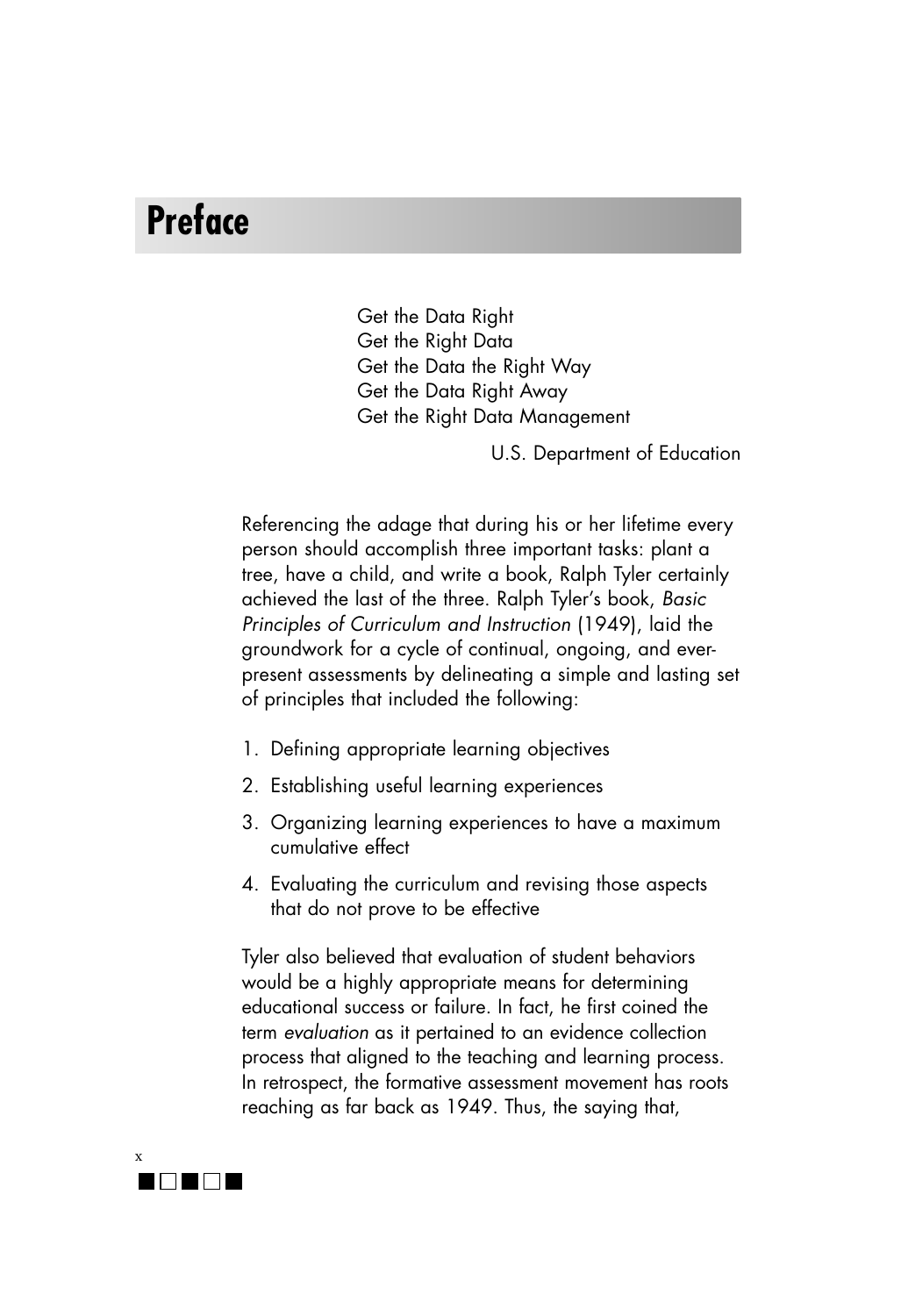# Preface

Get the Data Right
Get the Right Data
Get the Data the Right Way
Get the Data Right Away
Get the Right Data Management

U.S. Department of Education

Referencing the adage that during his or her lifetime every person should accomplish three important tasks: plant a tree, have a child, and write a book, Ralph Tyler certainly achieved the last of the three. Ralph Tyler's book, *Basic Principles of Curriculum and Instruction* (1949), laid the groundwork for a cycle of continual, ongoing, and ever-present assessments by delineating a simple and lasting set of principles that included the following:

1. Defining appropriate learning objectives
2. Establishing useful learning experiences
3. Organizing learning experiences to have a maximum cumulative effect
4. Evaluating the curriculum and revising those aspects that do not prove to be effective

Tyler also believed that evaluation of student behaviors would be a highly appropriate means for determining educational success or failure. In fact, he first coined the term *evaluation* as it pertained to an evidence collection process that aligned to the teaching and learning process. In retrospect, the formative assessment movement has roots reaching as far back as 1949. Thus, the saying that,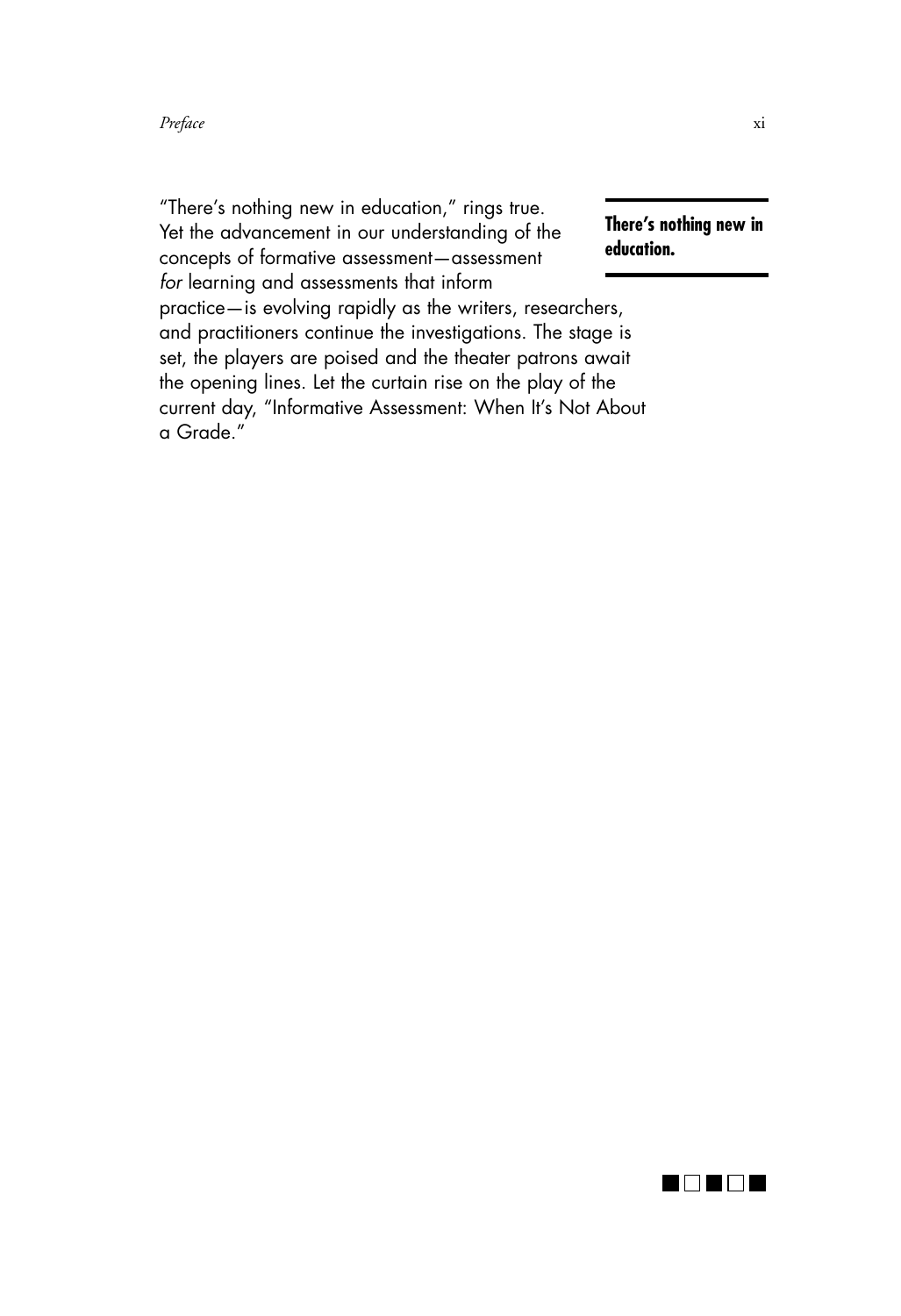"There's nothing new in education," rings true. Yet the advancement in our understanding of the concepts of formative assessment—assessment *for* learning and assessments that inform practice—is evolving rapidly as the writers, researchers, and practitioners continue the investigations. The stage is set, the players are poised and the theater patrons await the opening lines. Let the curtain rise on the play of the current day, "Informative Assessment: When It's Not About a Grade."

**There's nothing new in education.**